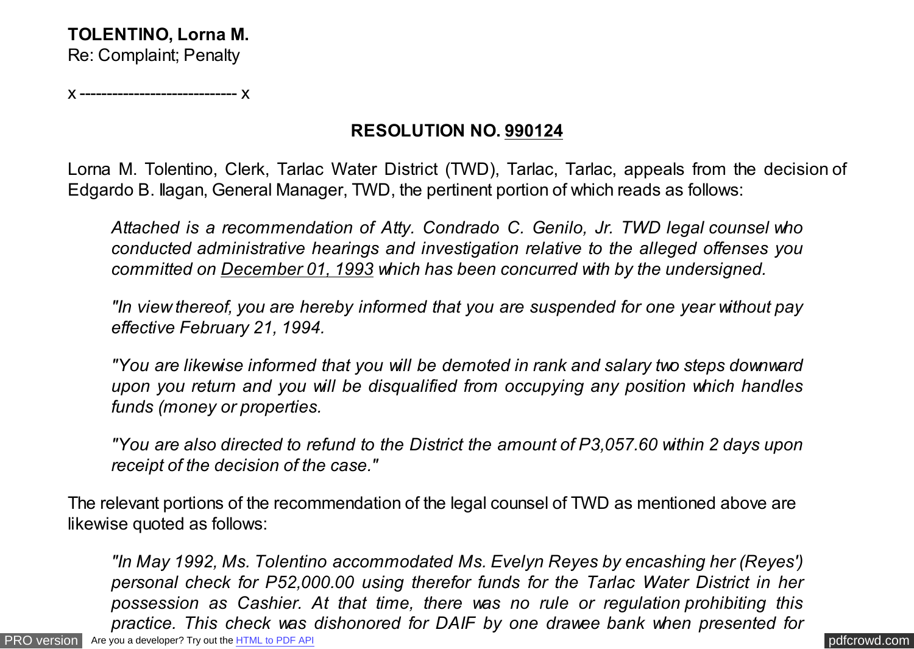**TOLENTINO, Lorna M.**
Re: Complaint; Penalty

x ---------------------------- x

## RESOLUTION NO. 990124

Lorna M. Tolentino, Clerk, Tarlac Water District (TWD), Tarlac, Tarlac, appeals from the decision of Edgardo B. Ilagan, General Manager, TWD, the pertinent portion of which reads as follows:

> *Attached is a recommendation of Atty. Condrado C. Genilo, Jr. TWD legal counsel who conducted administrative hearings and investigation relative to the alleged offenses you committed on December 01, 1993 which has been concurred with by the undersigned.*
>
> *"In view thereof, you are hereby informed that you are suspended for one year without pay effective February 21, 1994.*
>
> *"You are likewise informed that you will be demoted in rank and salary two steps downward upon you return and you will be disqualified from occupying any position which handles funds (money or properties.*
>
> *"You are also directed to refund to the District the amount of P3,057.60 within 2 days upon receipt of the decision of the case."*

The relevant portions of the recommendation of the legal counsel of TWD as mentioned above are likewise quoted as follows:

> *"In May 1992, Ms. Tolentino accommodated Ms. Evelyn Reyes by encashing her (Reyes') personal check for P52,000.00 using therefor funds for the Tarlac Water District in her possession as Cashier. At that time, there was no rule or regulation prohibiting this practice. This check was dishonored for DAIF by one drawee bank when presented for*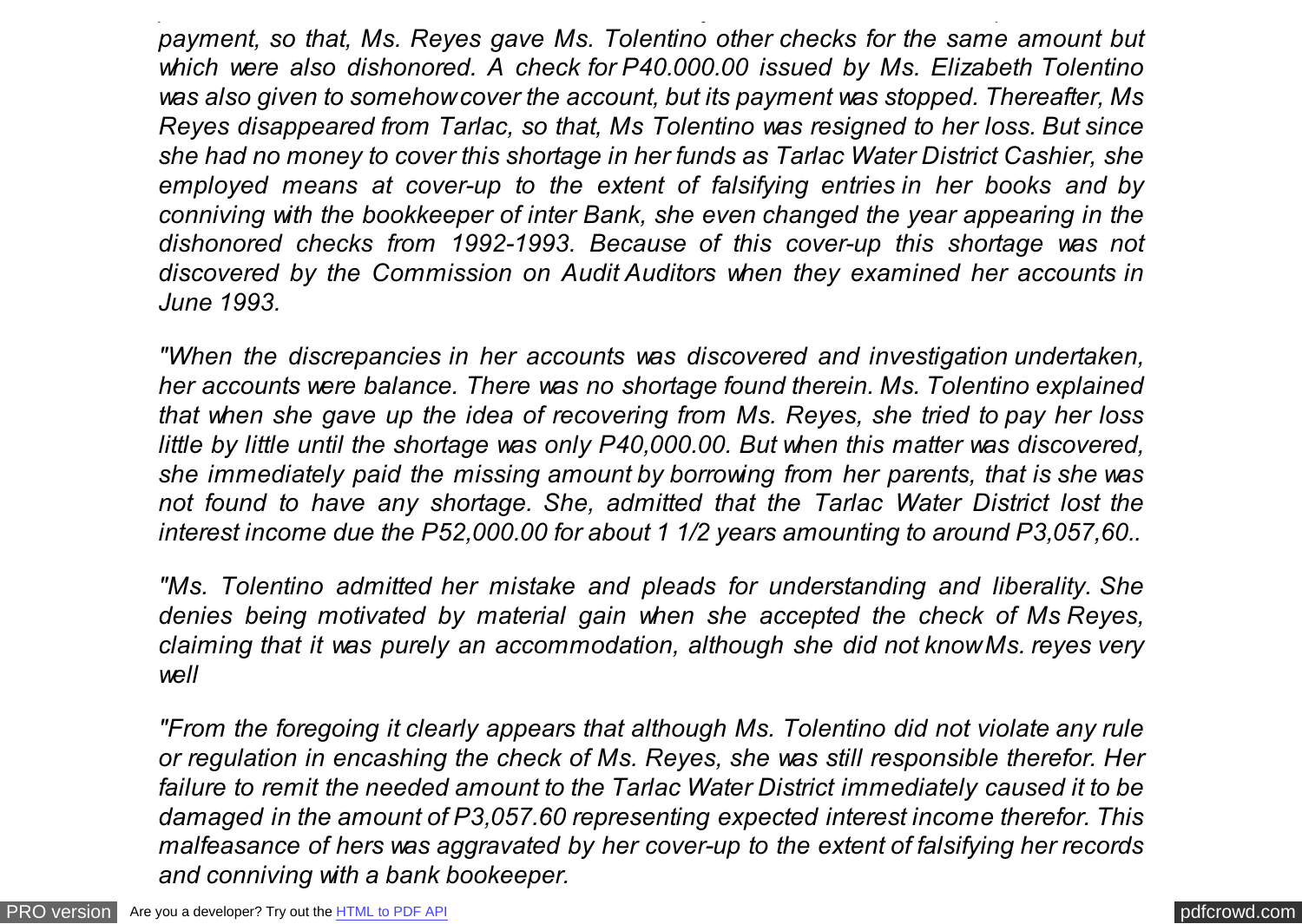*payment, so that, Ms. Reyes gave Ms. Tolentino other checks for the same amount but which were also dishonored. A check for P40.000.00 issued by Ms. Elizabeth Tolentino was also given to somehow cover the account, but its payment was stopped. Thereafter, Ms Reyes disappeared from Tarlac, so that, Ms Tolentino was resigned to her loss. But since she had no money to cover this shortage in her funds as Tarlac Water District Cashier, she employed means at cover-up to the extent of falsifying entries in her books and by conniving with the bookkeeper of inter Bank, she even changed the year appearing in the dishonored checks from 1992-1993. Because of this cover-up this shortage was not discovered by the Commission on Audit Auditors when they examined her accounts in June 1993.*

*"When the discrepancies in her accounts was discovered and investigation undertaken, her accounts were balance. There was no shortage found therein. Ms. Tolentino explained that when she gave up the idea of recovering from Ms. Reyes, she tried to pay her loss little by little until the shortage was only P40,000.00. But when this matter was discovered, she immediately paid the missing amount by borrowing from her parents, that is she was not found to have any shortage. She, admitted that the Tarlac Water District lost the interest income due the P52,000.00 for about 1 1/2 years amounting to around P3,057,60..*

*"Ms. Tolentino admitted her mistake and pleads for understanding and liberality. She denies being motivated by material gain when she accepted the check of Ms Reyes, claiming that it was purely an accommodation, although she did not know Ms. reyes very well*

*"From the foregoing it clearly appears that although Ms. Tolentino did not violate any rule or regulation in encashing the check of Ms. Reyes, she was still responsible therefor. Her failure to remit the needed amount to the Tarlac Water District immediately caused it to be damaged in the amount of P3,057.60 representing expected interest income therefor. This malfeasance of hers was aggravated by her cover-up to the extent of falsifying her records and conniving with a bank bookeeper.*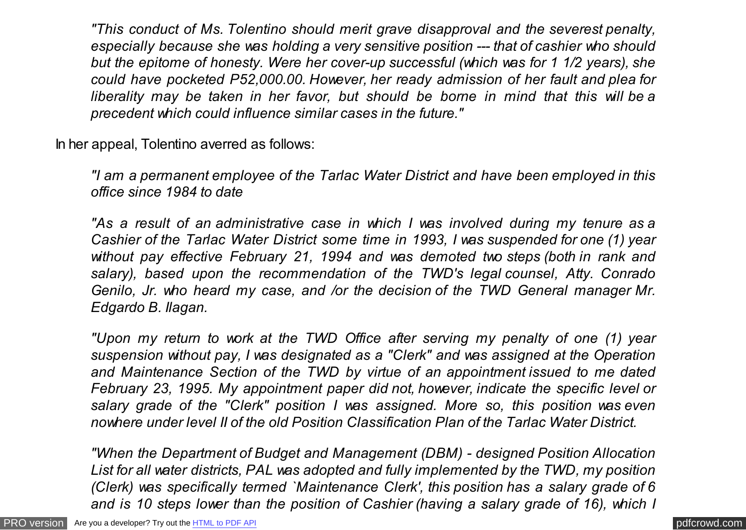*"This conduct of Ms. Tolentino should merit grave disapproval and the severest penalty, especially because she was holding a very sensitive position --- that of cashier who should but the epitome of honesty. Were her cover-up successful (which was for 1 1/2 years), she could have pocketed P52,000.00. However, her ready admission of her fault and plea for liberality may be taken in her favor, but should be borne in mind that this will be a precedent which could influence similar cases in the future."*

In her appeal, Tolentino averred as follows:

*"I am a permanent employee of the Tarlac Water District and have been employed in this office since 1984 to date*

*"As a result of an administrative case in which I was involved during my tenure as a Cashier of the Tarlac Water District some time in 1993, I was suspended for one (1) year without pay effective February 21, 1994 and was demoted two steps (both in rank and salary), based upon the recommendation of the TWD's legal counsel, Atty. Conrado Genilo, Jr. who heard my case, and /or the decision of the TWD General manager Mr. Edgardo B. Ilagan.*

*"Upon my return to work at the TWD Office after serving my penalty of one (1) year suspension without pay, I was designated as a "Clerk" and was assigned at the Operation and Maintenance Section of the TWD by virtue of an appointment issued to me dated February 23, 1995. My appointment paper did not, however, indicate the specific level or salary grade of the "Clerk" position I was assigned. More so, this position was even nowhere under level II of the old Position Classification Plan of the Tarlac Water District.*

*"When the Department of Budget and Management (DBM) - designed Position Allocation List for all water districts, PAL was adopted and fully implemented by the TWD, my position (Clerk) was specifically termed `Maintenance Clerk', this position has a salary grade of 6 and is 10 steps lower than the position of Cashier (having a salary grade of 16), which I*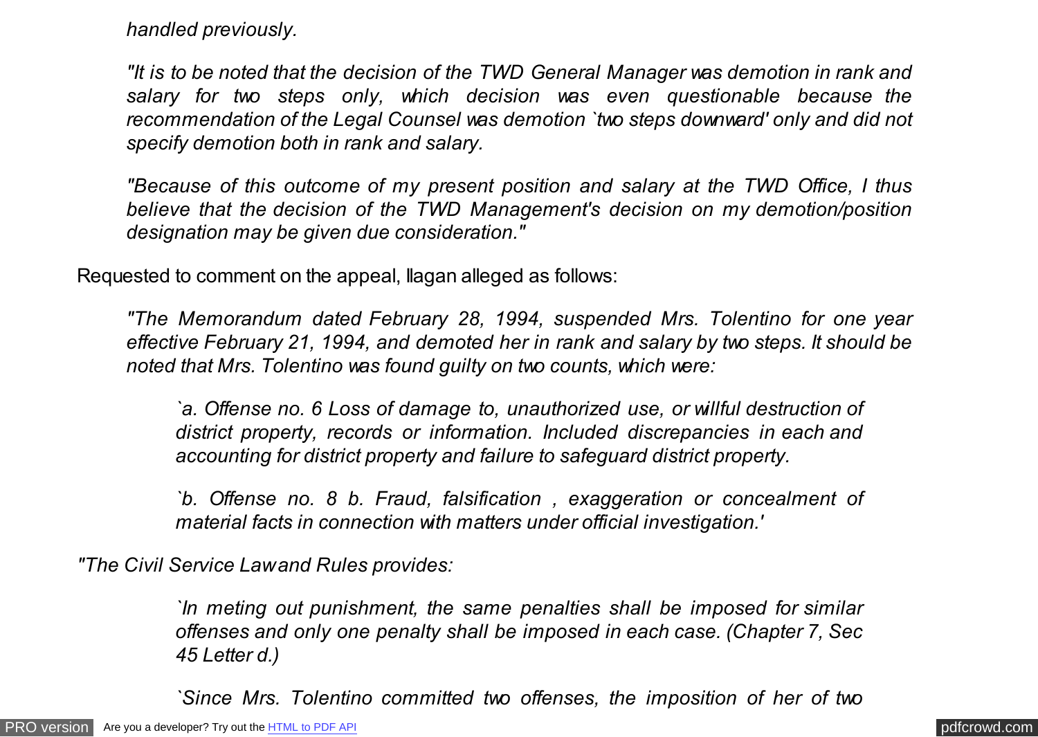*handled previously.*

*"It is to be noted that the decision of the TWD General Manager was demotion in rank and salary for two steps only, which decision was even questionable because the recommendation of the Legal Counsel was demotion `two steps downward' only and did not specify demotion both in rank and salary.*

*"Because of this outcome of my present position and salary at the TWD Office, I thus believe that the decision of the TWD Management's decision on my demotion/position designation may be given due consideration."*

Requested to comment on the appeal, Ilagan alleged as follows:

*"The Memorandum dated February 28, 1994, suspended Mrs. Tolentino for one year effective February 21, 1994, and demoted her in rank and salary by two steps. It should be noted that Mrs. Tolentino was found guilty on two counts, which were:*

> *`a. Offense no. 6 Loss of damage to, unauthorized use, or willful destruction of district property, records or information. Included discrepancies in each and accounting for district property and failure to safeguard district property.*
>
> *`b. Offense no. 8 b. Fraud, falsification , exaggeration or concealment of material facts in connection with matters under official investigation.'*

*"The Civil Service Law and Rules provides:*

> *`In meting out punishment, the same penalties shall be imposed for similar offenses and only one penalty shall be imposed in each case. (Chapter 7, Sec 45 Letter d.)*
>
> *`Since Mrs. Tolentino committed two offenses, the imposition of her of two*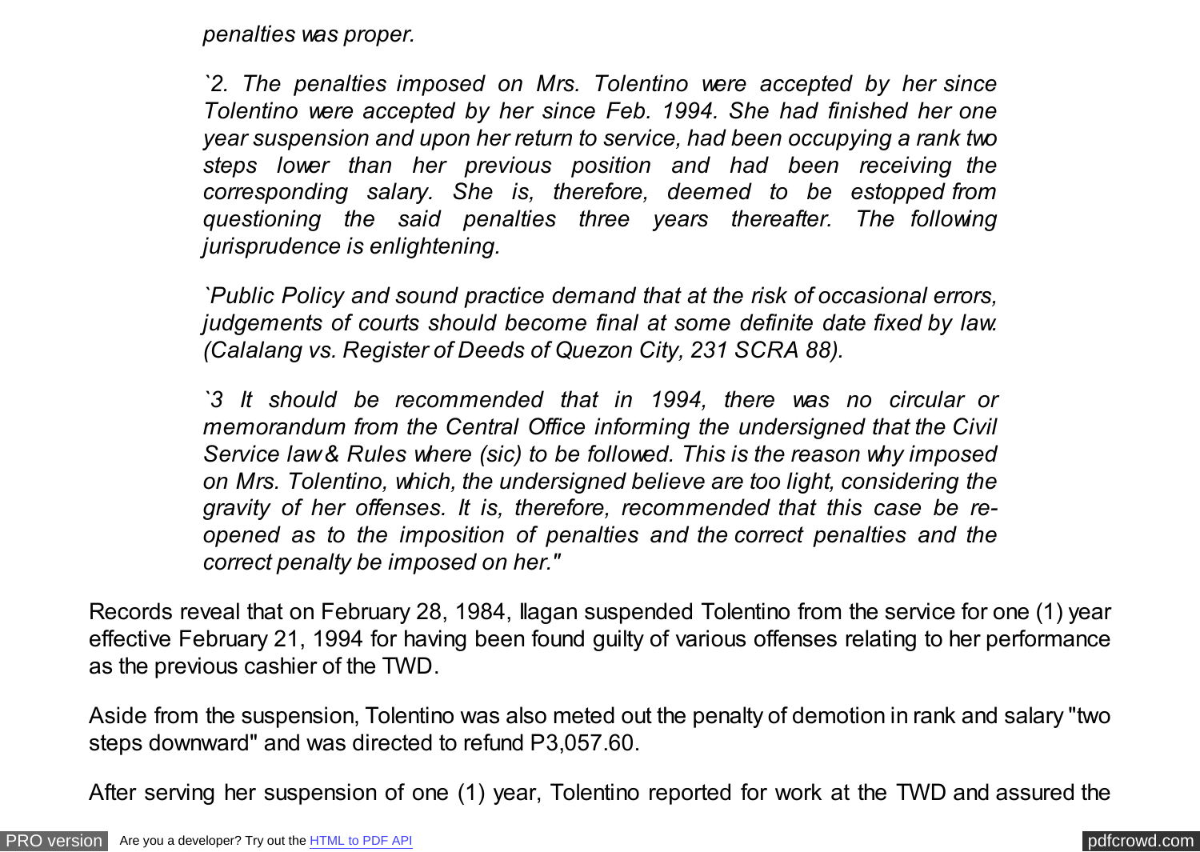*penalties was proper.*

*`2. The penalties imposed on Mrs. Tolentino were accepted by her since Tolentino were accepted by her since Feb. 1994. She had finished her one year suspension and upon her return to service, had been occupying a rank two steps lower than her previous position and had been receiving the corresponding salary. She is, therefore, deemed to be estopped from questioning the said penalties three years thereafter. The following jurisprudence is enlightening.*

*`Public Policy and sound practice demand that at the risk of occasional errors, judgements of courts should become final at some definite date fixed by law. (Calalang vs. Register of Deeds of Quezon City, 231 SCRA 88).*

*`3 It should be recommended that in 1994, there was no circular or memorandum from the Central Office informing the undersigned that the Civil Service law & Rules where (sic) to be followed. This is the reason why imposed on Mrs. Tolentino, which, the undersigned believe are too light, considering the gravity of her offenses. It is, therefore, recommended that this case be re-opened as to the imposition of penalties and the correct penalties and the correct penalty be imposed on her."*

Records reveal that on February 28, 1984, Ilagan suspended Tolentino from the service for one (1) year effective February 21, 1994 for having been found guilty of various offenses relating to her performance as the previous cashier of the TWD.

Aside from the suspension, Tolentino was also meted out the penalty of demotion in rank and salary "two steps downward" and was directed to refund P3,057.60.

After serving her suspension of one (1) year, Tolentino reported for work at the TWD and assured the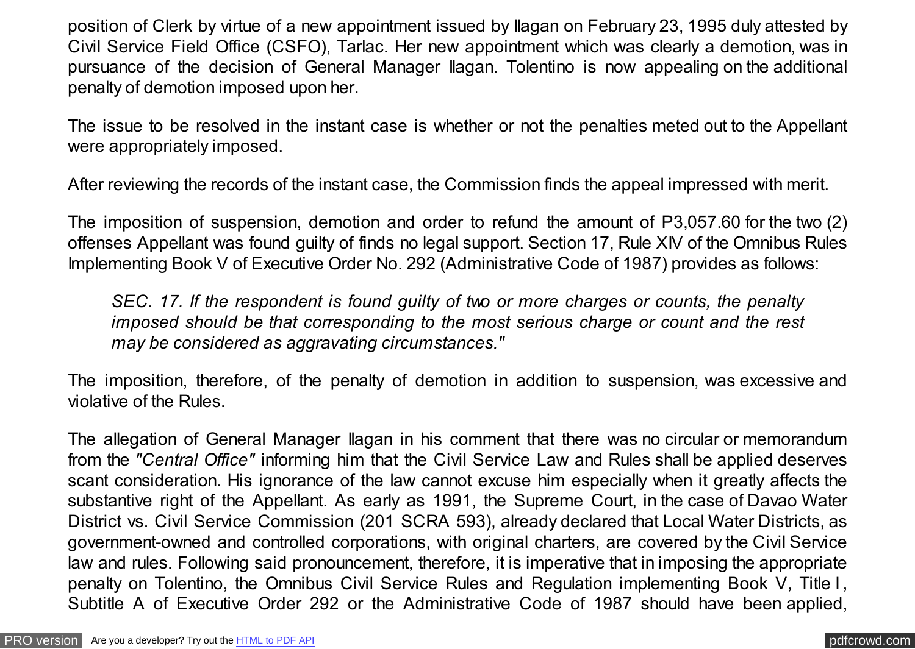position of Clerk by virtue of a new appointment issued by Ilagan on February 23, 1995 duly attested by Civil Service Field Office (CSFO), Tarlac. Her new appointment which was clearly a demotion, was in pursuance of the decision of General Manager Ilagan. Tolentino is now appealing on the additional penalty of demotion imposed upon her.

The issue to be resolved in the instant case is whether or not the penalties meted out to the Appellant were appropriately imposed.

After reviewing the records of the instant case, the Commission finds the appeal impressed with merit.

The imposition of suspension, demotion and order to refund the amount of P3,057.60 for the two (2) offenses Appellant was found guilty of finds no legal support. Section 17, Rule XIV of the Omnibus Rules Implementing Book V of Executive Order No. 292 (Administrative Code of 1987) provides as follows:

> *SEC. 17. If the respondent is found guilty of two or more charges or counts, the penalty imposed should be that corresponding to the most serious charge or count and the rest may be considered as aggravating circumstances."*

The imposition, therefore, of the penalty of demotion in addition to suspension, was excessive and violative of the Rules.

The allegation of General Manager Ilagan in his comment that there was no circular or memorandum from the *"Central Office"* informing him that the Civil Service Law and Rules shall be applied deserves scant consideration. His ignorance of the law cannot excuse him especially when it greatly affects the substantive right of the Appellant. As early as 1991, the Supreme Court, in the case of Davao Water District vs. Civil Service Commission (201 SCRA 593), already declared that Local Water Districts, as government-owned and controlled corporations, with original charters, are covered by the Civil Service law and rules. Following said pronouncement, therefore, it is imperative that in imposing the appropriate penalty on Tolentino, the Omnibus Civil Service Rules and Regulation implementing Book V, Title I, Subtitle A of Executive Order 292 or the Administrative Code of 1987 should have been applied,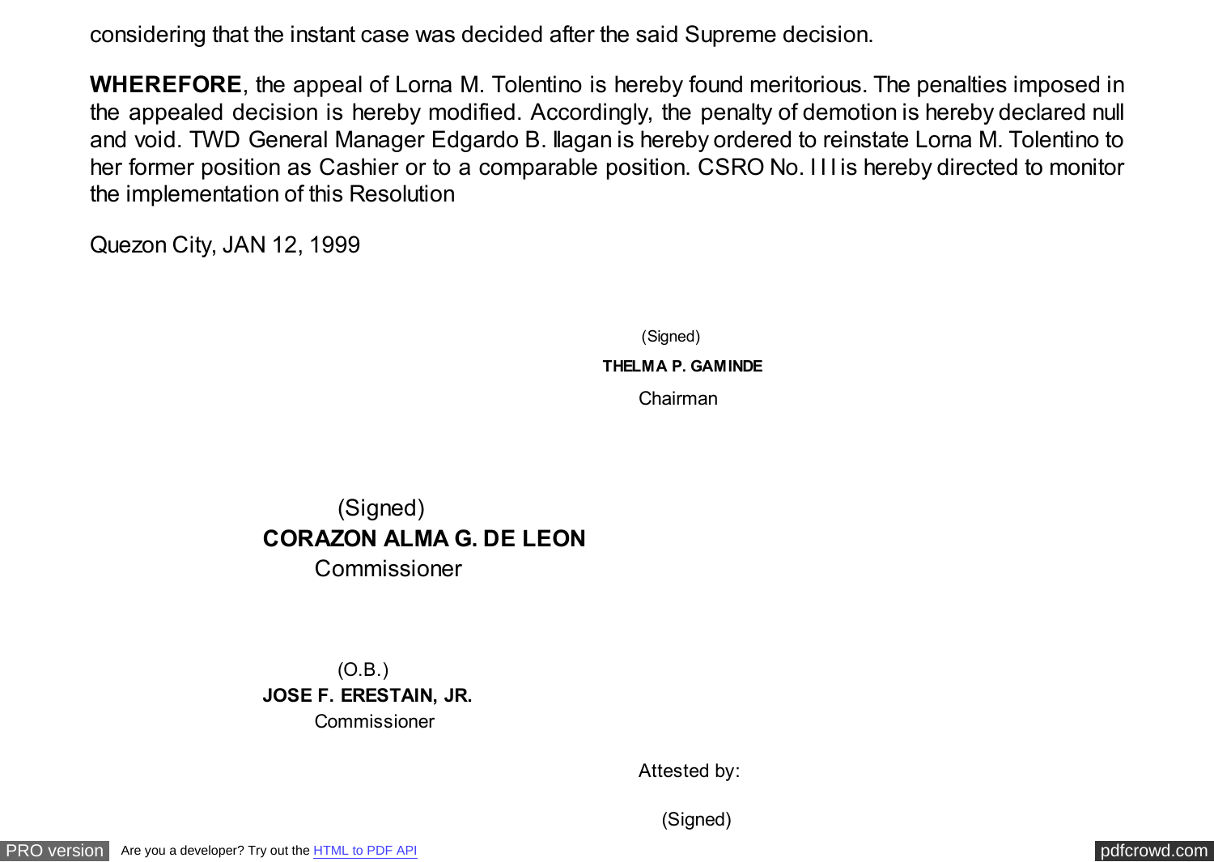considering that the instant case was decided after the said Supreme decision.

**WHEREFORE**, the appeal of Lorna M. Tolentino is hereby found meritorious. The penalties imposed in the appealed decision is hereby modified. Accordingly, the penalty of demotion is hereby declared null and void. TWD General Manager Edgardo B. Ilagan is hereby ordered to reinstate Lorna M. Tolentino to her former position as Cashier or to a comparable position. CSRO No. I I I is hereby directed to monitor the implementation of this Resolution

Quezon City, JAN 12, 1999

(Signed)
**THELMA P. GAMINDE**
Chairman

(Signed)
**CORAZON ALMA G. DE LEON**
Commissioner

(O.B.)
**JOSE F. ERESTAIN, JR.**
Commissioner

Attested by:

(Signed)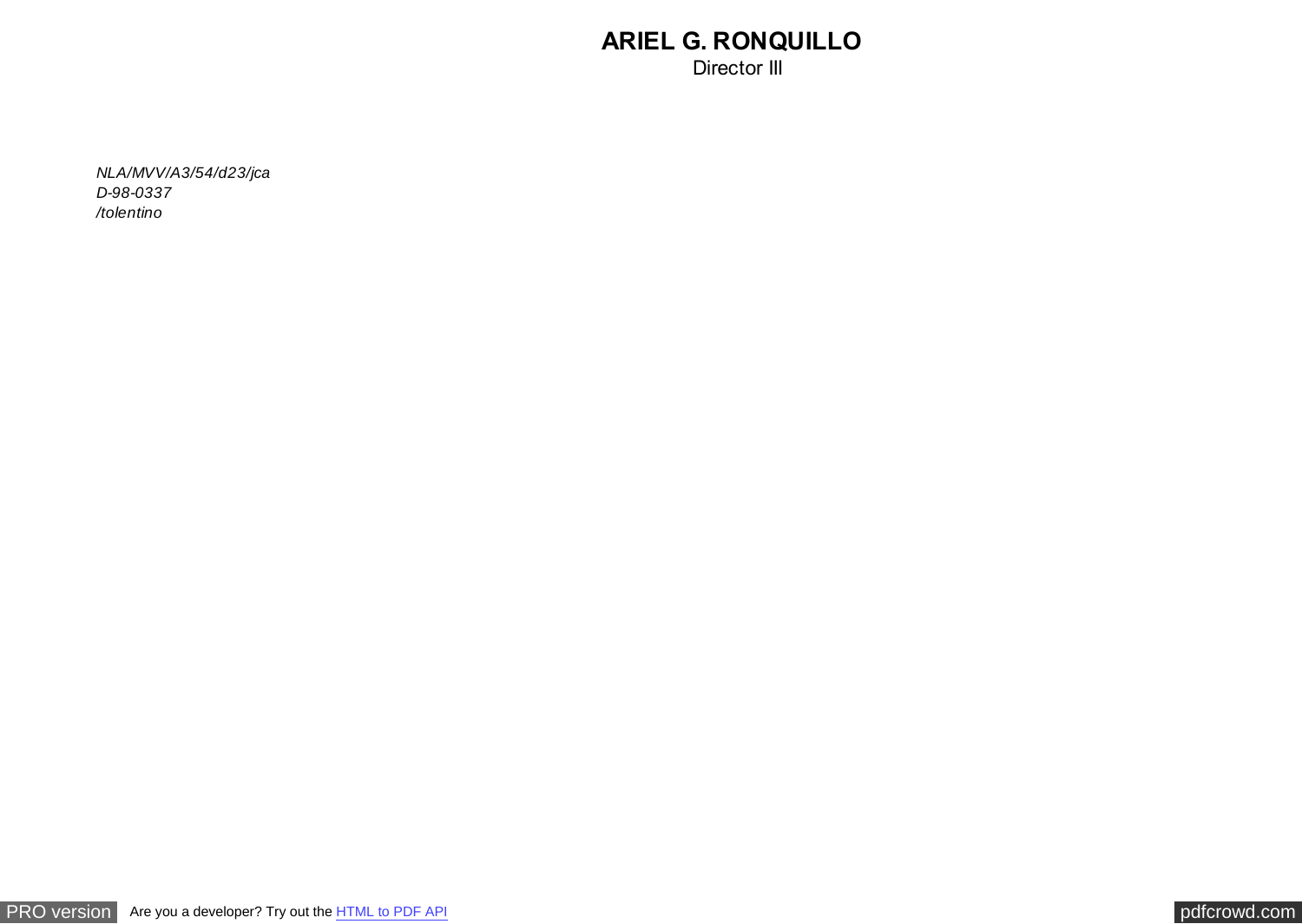**ARIEL G. RONQUILLO**
Director III

*NLA/MVV/A3/54/d23/jca*
*D-98-0337*
*/tolentino*